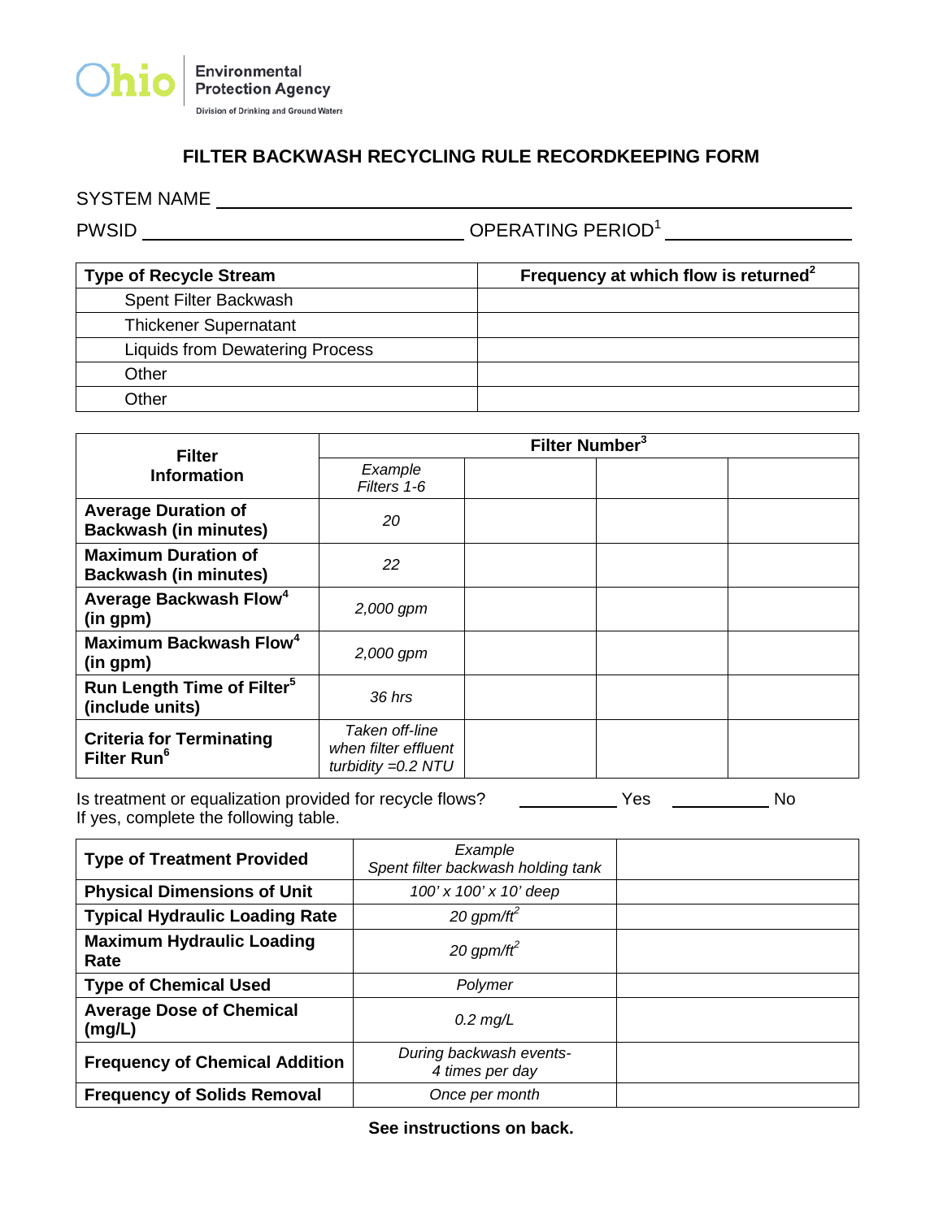Ohio Environmental Protection Agency
Division of Drinking and Ground Waters

# FILTER BACKWASH RECYCLING RULE RECORDKEEPING FORM

SYSTEM NAME ____________________________________________

PWSID ______________________ OPERATING PERIOD[1] ______________

| Type of Recycle Stream | Frequency at which flow is returned[2] |
|---|---|
| Spent Filter Backwash | |
| Thickener Supernatant | |
| Liquids from Dewatering Process | |
| Other | |
| Other | |

| Filter Information | Filter Number[3] | | | |
|---|---|---|---|---|
| | *Example Filters 1-6* | | | |
| **Average Duration of Backwash (in minutes)** | *20* | | | |
| **Maximum Duration of Backwash (in minutes)** | *22* | | | |
| **Average Backwash Flow[4] (in gpm)** | *2,000 gpm* | | | |
| **Maximum Backwash Flow[4] (in gpm)** | *2,000 gpm* | | | |
| **Run Length Time of Filter[5] (include units)** | *36 hrs* | | | |
| **Criteria for Terminating Filter Run[6]** | *Taken off-line when filter effluent turbidity =0.2 NTU* | | | |

Is treatment or equalization provided for recycle flows? __________ Yes __________ No
If yes, complete the following table.

| Type of Treatment Provided | *Example Spent filter backwash holding tank* | |
|---|---|---|
| **Physical Dimensions of Unit** | *100' x 100' x 10' deep* | |
| **Typical Hydraulic Loading Rate** | *20 gpm/ft$^2$* | |
| **Maximum Hydraulic Loading Rate** | *20 gpm/ft$^2$* | |
| **Type of Chemical Used** | *Polymer* | |
| **Average Dose of Chemical (mg/L)** | *0.2 mg/L* | |
| **Frequency of Chemical Addition** | *During backwash events- 4 times per day* | |
| **Frequency of Solids Removal** | *Once per month* | |

**See instructions on back.**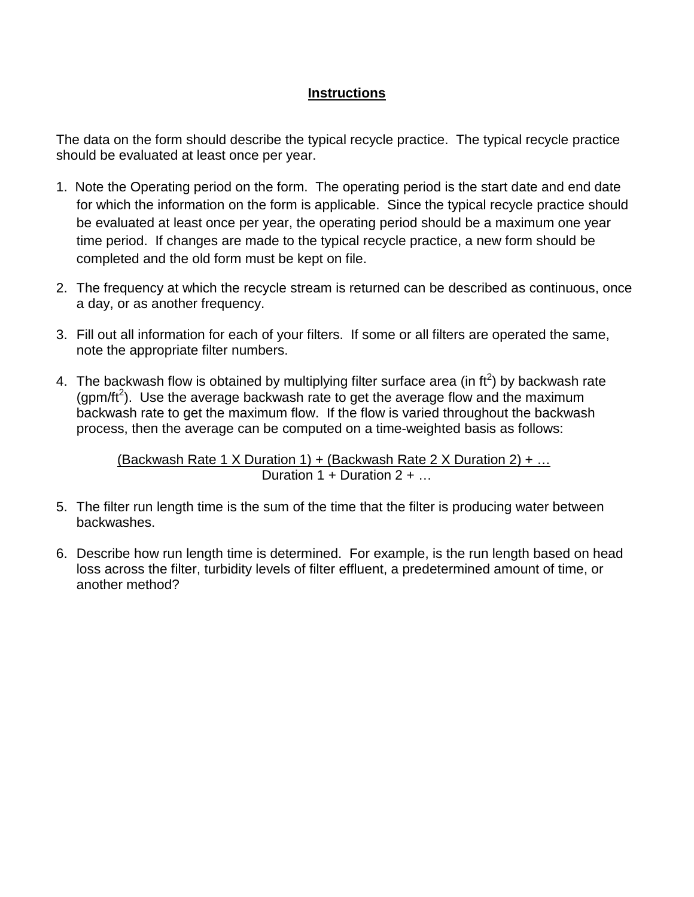## **Instructions**

The data on the form should describe the typical recycle practice. The typical recycle practice should be evaluated at least once per year.

1. Note the Operating period on the form. The operating period is the start date and end date for which the information on the form is applicable. Since the typical recycle practice should be evaluated at least once per year, the operating period should be a maximum one year time period. If changes are made to the typical recycle practice, a new form should be completed and the old form must be kept on file.

2. The frequency at which the recycle stream is returned can be described as continuous, once a day, or as another frequency.

3. Fill out all information for each of your filters. If some or all filters are operated the same, note the appropriate filter numbers.

4. The backwash flow is obtained by multiplying filter surface area (in $ft^2$) by backwash rate ($gpm/ft^2$). Use the average backwash rate to get the average flow and the maximum backwash rate to get the maximum flow. If the flow is varied throughout the backwash process, then the average can be computed on a time-weighted basis as follows:

$$\frac{(\text{Backwash Rate 1} \times \text{Duration 1}) + (\text{Backwash Rate 2} \times \text{Duration 2}) + \ldots}{\text{Duration 1} + \text{Duration 2} + \ldots}$$

5. The filter run length time is the sum of the time that the filter is producing water between backwashes.

6. Describe how run length time is determined. For example, is the run length based on head loss across the filter, turbidity levels of filter effluent, a predetermined amount of time, or another method?